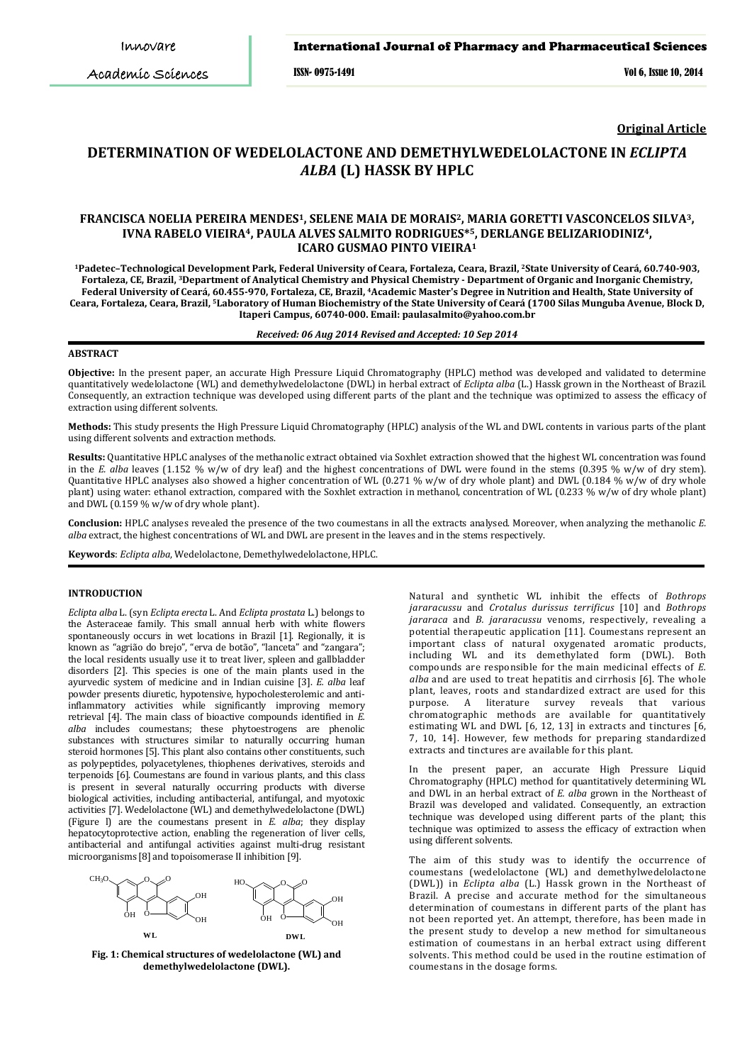**Original Article**

# DETERMINATION OF WEDELOLACTONE AND DEMETHYLWEDELOLACTONE IN *ECLIPTA ALBA* (L) HASSK BY HPLC

**FRANCISCA NOELIA PEREIRA MENDES[1], SELENE MAIA DE MORAIS[2], MARIA GORETTI VASCONCELOS SILVA[3], IVNA RABELO VIEIRA[4], PAULA ALVES SALMITO RODRIGUES*[5], DERLANGE BELIZARIODINIZ[4], ICARO GUSMAO PINTO VIEIRA[1]**

[1]Padetec–Technological Development Park, Federal University of Ceara, Fortaleza, Ceara, Brazil, [2]State University of Ceará, 60.740-903, Fortaleza, CE, Brazil, [3]Department of Analytical Chemistry and Physical Chemistry - Department of Organic and Inorganic Chemistry, Federal University of Ceará, 60.455-970, Fortaleza, CE, Brazil, [4]Academic Master's Degree in Nutrition and Health, State University of Ceara, Fortaleza, Ceara, Brazil, [5]Laboratory of Human Biochemistry of the State University of Ceará (1700 Silas Munguba Avenue, Block D, Itaperi Campus, 60740-000. Email: paulasalmito@yahoo.com.br

*Received: 06 Aug 2014 Revised and Accepted: 10 Sep 2014*

## ABSTRACT

**Objective:** In the present paper, an accurate High Pressure Liquid Chromatography (HPLC) method was developed and validated to determine quantitatively wedelolactone (WL) and demethylwedelolactone (DWL) in herbal extract of *Eclipta alba* (L.) Hassk grown in the Northeast of Brazil. Consequently, an extraction technique was developed using different parts of the plant and the technique was optimized to assess the efficacy of extraction using different solvents.

**Methods:** This study presents the High Pressure Liquid Chromatography (HPLC) analysis of the WL and DWL contents in various parts of the plant using different solvents and extraction methods.

**Results:** Quantitative HPLC analyses of the methanolic extract obtained via Soxhlet extraction showed that the highest WL concentration was found in the *E. alba* leaves (1.152 % w/w of dry leaf) and the highest concentrations of DWL were found in the stems (0.395 % w/w of dry stem). Quantitative HPLC analyses also showed a higher concentration of WL (0.271 % w/w of dry whole plant) and DWL (0.184 % w/w of dry whole plant) using water: ethanol extraction, compared with the Soxhlet extraction in methanol, concentration of WL (0.233 % w/w of dry whole plant) and DWL (0.159 % w/w of dry whole plant).

**Conclusion:** HPLC analyses revealed the presence of the two coumestans in all the extracts analysed. Moreover, when analyzing the methanolic *E. alba* extract, the highest concentrations of WL and DWL are present in the leaves and in the stems respectively.

**Keywords**: *Eclipta alba*, Wedelolactone, Demethylwedelolactone, HPLC.

## INTRODUCTION

*Eclipta alba* L. (syn *Eclipta erecta* L. And *Eclipta prostata* L.) belongs to the Asteraceae family. This small annual herb with white flowers spontaneously occurs in wet locations in Brazil [1]. Regionally, it is known as "agrião do brejo", "erva de botão", "lanceta" and "zangara"; the local residents usually use it to treat liver, spleen and gallbladder disorders [2]. This species is one of the main plants used in the ayurvedic system of medicine and in Indian cuisine [3]. *E. alba* leaf powder presents diuretic, hypotensive, hypocholesterolemic and anti-inflammatory activities while significantly improving memory retrieval [4]. The main class of bioactive compounds identified in *E. alba* includes coumestans; these phytoestrogens are phenolic substances with structures similar to naturally occurring human steroid hormones [5]. This plant also contains other constituents, such as polypeptides, polyacetylenes, thiophenes derivatives, steroids and terpenoids [6]. Coumestans are found in various plants, and this class is present in several naturally occurring products with diverse biological activities, including antibacterial, antifungal, and myotoxic activities [7]. Wedelolactone (WL) and demethylwedelolactone (DWL) (Figure l) are the coumestans present in *E. alba*; they display hepatocytoprotective action, enabling the regeneration of liver cells, antibacterial and antifungal activities against multi-drug resistant microorganisms [8] and topoisomerase II inhibition [9].

$CH_3O$ OH O OH OH WL

HO OH O OH OH DWL

**Fig. 1: Chemical structures of wedelolactone (WL) and demethylwedelolactone (DWL).**

Natural and synthetic WL inhibit the effects of *Bothrops jararacussu* and *Crotalus durissus terrificus* [10] and *Bothrops jararaca* and *B. jararacussu* venoms, respectively, revealing a potential therapeutic application [11]. Coumestans represent an important class of natural oxygenated aromatic products, including WL and its demethylated form (DWL). Both compounds are responsible for the main medicinal effects of *E. alba* and are used to treat hepatitis and cirrhosis [6]. The whole plant, leaves, roots and standardized extract are used for this purpose. A literature survey reveals that various chromatographic methods are available for quantitatively estimating WL and DWL [6, 12, 13] in extracts and tinctures [6, 7, 10, 14]. However, few methods for preparing standardized extracts and tinctures are available for this plant.

In the present paper, an accurate High Pressure Liquid Chromatography (HPLC) method for quantitatively determining WL and DWL in an herbal extract of *E. alba* grown in the Northeast of Brazil was developed and validated. Consequently, an extraction technique was developed using different parts of the plant; this technique was optimized to assess the efficacy of extraction when using different solvents.

The aim of this study was to identify the occurrence of coumestans (wedelolactone (WL) and demethylwedelolactone (DWL)) in *Eclipta alba* (L.) Hassk grown in the Northeast of Brazil. A precise and accurate method for the simultaneous determination of coumestans in different parts of the plant has not been reported yet. An attempt, therefore, has been made in the present study to develop a new method for simultaneous estimation of coumestans in an herbal extract using different solvents. This method could be used in the routine estimation of coumestans in the dosage forms.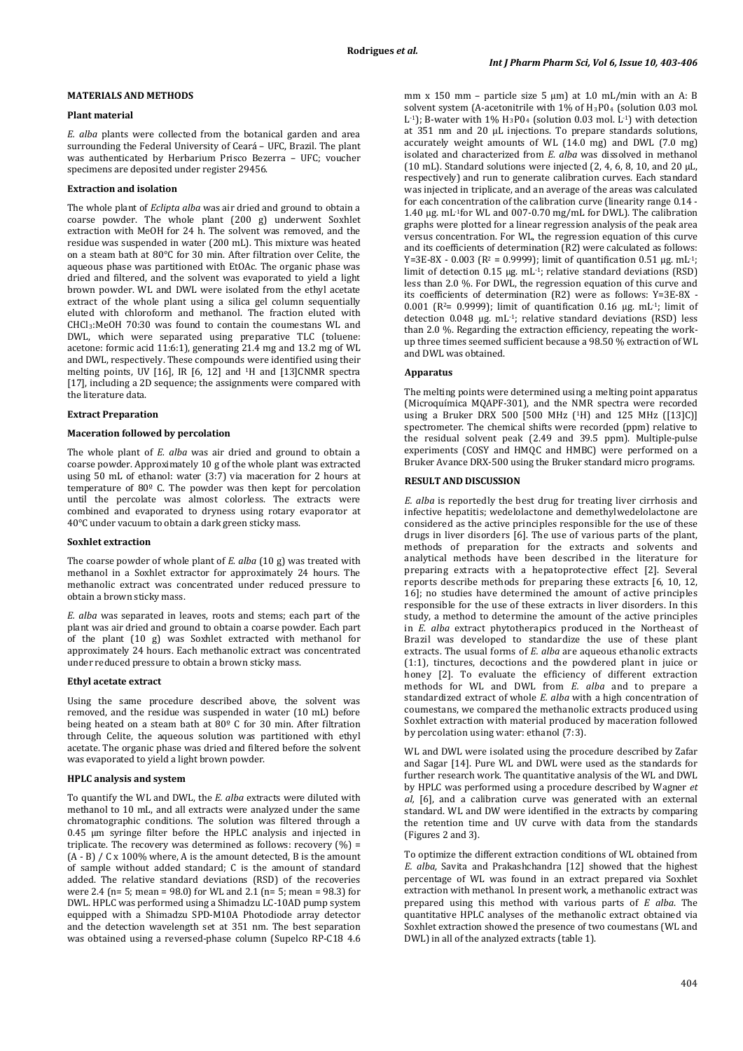## MATERIALS AND METHODS

### Plant material

*E. alba* plants were collected from the botanical garden and area surrounding the Federal University of Ceará – UFC, Brazil. The plant was authenticated by Herbarium Prisco Bezerra – UFC; voucher specimens are deposited under register 29456.

### Extraction and isolation

The whole plant of *Eclipta alba* was air dried and ground to obtain a coarse powder. The whole plant (200 g) underwent Soxhlet extraction with MeOH for 24 h. The solvent was removed, and the residue was suspended in water (200 mL). This mixture was heated on a steam bath at 80°C for 30 min. After filtration over Celite, the aqueous phase was partitioned with EtOAc. The organic phase was dried and filtered, and the solvent was evaporated to yield a light brown powder. WL and DWL were isolated from the ethyl acetate extract of the whole plant using a silica gel column sequentially eluted with chloroform and methanol. The fraction eluted with $CHCl_3$:MeOH 70:30 was found to contain the coumestans WL and DWL, which were separated using preparative TLC (toluene: acetone: formic acid 11:6:1), generating 21.4 mg and 13.2 mg of WL and DWL, respectively. These compounds were identified using their melting points, UV [16], IR [6, 12] and $^1H$ and [13]CNMR spectra [17], including a 2D sequence; the assignments were compared with the literature data.

### Extract Preparation

### Maceration followed by percolation

The whole plant of *E. alba* was air dried and ground to obtain a coarse powder. Approximately 10 g of the whole plant was extracted using 50 mL of ethanol: water (3:7) via maceration for 2 hours at temperature of 80º C. The powder was then kept for percolation until the percolate was almost colorless. The extracts were combined and evaporated to dryness using rotary evaporator at 40°C under vacuum to obtain a dark green sticky mass.

### Soxhlet extraction

The coarse powder of whole plant of *E. alba* (10 g) was treated with methanol in a Soxhlet extractor for approximately 24 hours. The methanolic extract was concentrated under reduced pressure to obtain a brown sticky mass.

*E. alba* was separated in leaves, roots and stems; each part of the plant was air dried and ground to obtain a coarse powder. Each part of the plant (10 g) was Soxhlet extracted with methanol for approximately 24 hours. Each methanolic extract was concentrated under reduced pressure to obtain a brown sticky mass.

### Ethyl acetate extract

Using the same procedure described above, the solvent was removed, and the residue was suspended in water (10 mL) before being heated on a steam bath at 80º C for 30 min. After filtration through Celite, the aqueous solution was partitioned with ethyl acetate. The organic phase was dried and filtered before the solvent was evaporated to yield a light brown powder.

### HPLC analysis and system

To quantify the WL and DWL, the *E. alba* extracts were diluted with methanol to 10 mL, and all extracts were analyzed under the same chromatographic conditions. The solution was filtered through a 0.45 µm syringe filter before the HPLC analysis and injected in triplicate. The recovery was determined as follows: recovery (%) = (A - B) / C x 100% where, A is the amount detected, B is the amount of sample without added standard; C is the amount of standard added. The relative standard deviations (RSD) of the recoveries were 2.4 (n= 5; mean = 98.0) for WL and 2.1 (n= 5; mean = 98.3) for DWL. HPLC was performed using a Shimadzu LC-10AD pump system equipped with a Shimadzu SPD-M10A Photodiode array detector and the detection wavelength set at 351 nm. The best separation was obtained using a reversed-phase column (Supelco RP-C18 4.6 mm x 150 mm – particle size 5 µm) at 1.0 mL/min with an A: B solvent system (A-acetonitrile with 1% of $H_3PO_4$ (solution 0.03 mol. $L^{-1}$); B-water with 1% $H_3PO_4$ (solution 0.03 mol. $L^{-1}$) with detection at 351 nm and 20 µL injections. To prepare standards solutions, accurately weight amounts of WL (14.0 mg) and DWL (7.0 mg) isolated and characterized from *E. alba* was dissolved in methanol (10 mL). Standard solutions were injected (2, 4, 6, 8, 10, and 20 µL, respectively) and run to generate calibration curves. Each standard was injected in triplicate, and an average of the areas was calculated for each concentration of the calibration curve (linearity range 0.14 - 1.40 µg. mL$^{-1}$for WL and 007-0.70 mg/mL for DWL). The calibration graphs were plotted for a linear regression analysis of the peak area versus concentration. For WL, the regression equation of this curve and its coefficients of determination (R2) were calculated as follows: Y=3E-8X - 0.003 ($R^2$ = 0.9999); limit of quantification 0.51 µg. mL$^{-1}$; limit of detection 0.15 µg. mL$^{-1}$; relative standard deviations (RSD) less than 2.0 %. For DWL, the regression equation of this curve and its coefficients of determination (R2) were as follows: Y=3E-8X - 0.001 ($R^2$= 0.9999); limit of quantification 0.16 µg. mL$^{-1}$; limit of detection 0.048 µg. mL$^{-1}$; relative standard deviations (RSD) less than 2.0 %. Regarding the extraction efficiency, repeating the work-up three times seemed sufficient because a 98.50 % extraction of WL and DWL was obtained.

### Apparatus

The melting points were determined using a melting point apparatus (Microquímica MQAPF-301), and the NMR spectra were recorded using a Bruker DRX 500 [500 MHz ($^1H$) and 125 MHz ([13]C)] spectrometer. The chemical shifts were recorded (ppm) relative to the residual solvent peak (2.49 and 39.5 ppm). Multiple-pulse experiments (COSY and HMQC and HMBC) were performed on a Bruker Avance DRX-500 using the Bruker standard micro programs.

## RESULT AND DISCUSSION

*E. alba* is reportedly the best drug for treating liver cirrhosis and infective hepatitis; wedelolactone and demethylwedelolactone are considered as the active principles responsible for the use of these drugs in liver disorders [6]. The use of various parts of the plant, methods of preparation for the extracts and solvents and analytical methods have been described in the literature for preparing extracts with a hepatoprotective effect [2]. Several reports describe methods for preparing these extracts [6, 10, 12, 16]; no studies have determined the amount of active principles responsible for the use of these extracts in liver disorders. In this study, a method to determine the amount of the active principles in *E. alba* extract phytotherapics produced in the Northeast of Brazil was developed to standardize the use of these plant extracts. The usual forms of *E. alba* are aqueous ethanolic extracts (1:1), tinctures, decoctions and the powdered plant in juice or honey [2]. To evaluate the efficiency of different extraction methods for WL and DWL from *E. alba* and to prepare a standardized extract of whole *E. alba* with a high concentration of coumestans, we compared the methanolic extracts produced using Soxhlet extraction with material produced by maceration followed by percolation using water: ethanol (7:3).

WL and DWL were isolated using the procedure described by Zafar and Sagar [14]. Pure WL and DWL were used as the standards for further research work. The quantitative analysis of the WL and DWL by HPLC was performed using a procedure described by Wagner *et al*, [6], and a calibration curve was generated with an external standard. WL and DW were identified in the extracts by comparing the retention time and UV curve with data from the standards (Figures 2 and 3).

To optimize the different extraction conditions of WL obtained from *E. alba*, Savita and Prakashchandra [12] showed that the highest percentage of WL was found in an extract prepared via Soxhlet extraction with methanol. In present work, a methanolic extract was prepared using this method with various parts of *E alba*. The quantitative HPLC analyses of the methanolic extract obtained via Soxhlet extraction showed the presence of two coumestans (WL and DWL) in all of the analyzed extracts (table 1).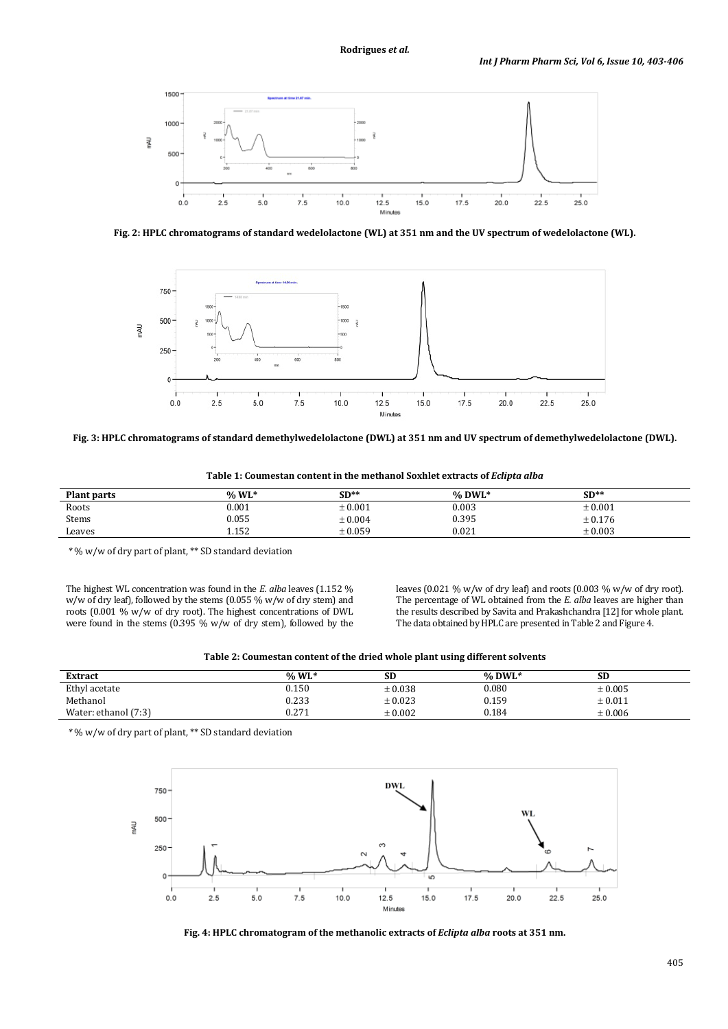Fig. 2: HPLC chromatograms of standard wedelolactone (WL) at 351 nm and the UV spectrum of wedelolactone (WL).

Fig. 3: HPLC chromatograms of standard demethylwedelolactone (DWL) at 351 nm and UV spectrum of demethylwedelolactone (DWL).

**Table 1: Coumestan content in the methanol Soxhlet extracts of *Eclipta alba***

| Plant parts | % WL* | SD** | % DWL* | SD** |
|---|---|---|---|---|
| Roots | 0.001 | ± 0.001 | 0.003 | ± 0.001 |
| Stems | 0.055 | ± 0.004 | 0.395 | ± 0.176 |
| Leaves | 1.152 | ± 0.059 | 0.021 | ± 0.003 |

*% w/w of dry part of plant, ** SD standard deviation

The highest WL concentration was found in the *E. alba* leaves (1.152 % w/w of dry leaf), followed by the stems (0.055 % w/w of dry stem) and roots (0.001 % w/w of dry root). The highest concentrations of DWL were found in the stems (0.395 % w/w of dry stem), followed by the leaves (0.021 % w/w of dry leaf) and roots (0.003 % w/w of dry root). The percentage of WL obtained from the *E. alba* leaves are higher than the results described by Savita and Prakashchandra [12] for whole plant. The data obtained by HPLC are presented in Table 2 and Figure 4.

**Table 2: Coumestan content of the dried whole plant using different solvents**

| Extract | % WL* | SD | % DWL* | SD |
|---|---|---|---|---|
| Ethyl acetate | 0.150 | ± 0.038 | 0.080 | ± 0.005 |
| Methanol | 0.233 | ± 0.023 | 0.159 | ± 0.011 |
| Water: ethanol (7:3) | 0.271 | ± 0.002 | 0.184 | ± 0.006 |

*% w/w of dry part of plant, ** SD standard deviation

Fig. 4: HPLC chromatogram of the methanolic extracts of *Eclipta alba* roots at 351 nm.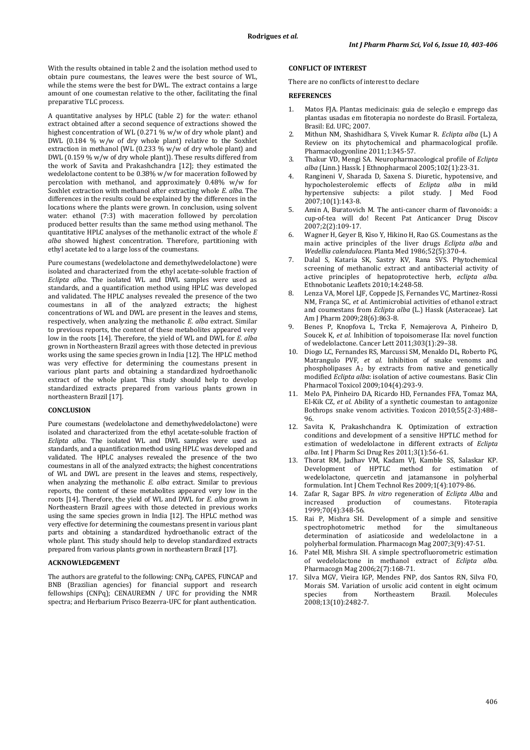With the results obtained in table 2 and the isolation method used to obtain pure coumestans, the leaves were the best source of WL, while the stems were the best for DWL. The extract contains a large amount of one coumestan relative to the other, facilitating the final preparative TLC process.

A quantitative analyses by HPLC (table 2) for the water: ethanol extract obtained after a second sequence of extractions showed the highest concentration of WL (0.271 % w/w of dry whole plant) and DWL (0.184 % w/w of dry whole plant) relative to the Soxhlet extraction in methanol (WL (0.233 % w/w of dry whole plant) and DWL (0.159 % w/w of dry whole plant)). These results differed from the work of Savita and Prakashchandra [12]; they estimated the wedelolactone content to be 0.38% w/w for maceration followed by percolation with methanol, and approximately 0.48% w/w for Soxhlet extraction with methanol after extracting whole *E. alba*. The differences in the results could be explained by the differences in the locations where the plants were grown. In conclusion, using solvent water: ethanol (7:3) with maceration followed by percolation produced better results than the same method using methanol. The quantitative HPLC analyses of the methanolic extract of the whole *E alba* showed highest concentration. Therefore, partitioning with ethyl acetate led to a large loss of the coumestans.

Pure coumestans (wedelolactone and demethylwedelolactone) were isolated and characterized from the ethyl acetate-soluble fraction of *Eclipta alba*. The isolated WL and DWL samples were used as standards, and a quantification method using HPLC was developed and validated. The HPLC analyses revealed the presence of the two coumestans in all of the analyzed extracts; the highest concentrations of WL and DWL are present in the leaves and stems, respectively, when analyzing the methanolic *E. alba* extract. Similar to previous reports, the content of these metabolites appeared very low in the roots [14]. Therefore, the yield of WL and DWL for *E. alba* grown in Northeastern Brazil agrees with those detected in previous works using the same species grown in India [12]. The HPLC method was very effective for determining the coumestans present in various plant parts and obtaining a standardized hydroethanolic extract of the whole plant. This study should help to develop standardized extracts prepared from various plants grown in northeastern Brazil [17].

## CONCLUSION

Pure coumestans (wedelolactone and demethylwedelolactone) were isolated and characterized from the ethyl acetate-soluble fraction of *Eclipta alba*. The isolated WL and DWL samples were used as standards, and a quantification method using HPLC was developed and validated. The HPLC analyses revealed the presence of the two coumestans in all of the analyzed extracts; the highest concentrations of WL and DWL are present in the leaves and stems, respectively, when analyzing the methanolic *E. alba* extract. Similar to previous reports, the content of these metabolites appeared very low in the roots [14]. Therefore, the yield of WL and DWL for *E. alba* grown in Northeastern Brazil agrees with those detected in previous works using the same species grown in India [12]. The HPLC method was very effective for determining the coumestans present in various plant parts and obtaining a standardized hydroethanolic extract of the whole plant. This study should help to develop standardized extracts prepared from various plants grown in northeastern Brazil [17].

## ACKNOWLEDGEMENT

The authors are grateful to the following: CNPq, CAPES, FUNCAP and BNB (Brazilian agencies) for financial support and research fellowships (CNPq); CENAUREMN / UFC for providing the NMR spectra; and Herbarium Prisco Bezerra-UFC for plant authentication.

## CONFLICT OF INTEREST

There are no conflicts of interest to declare

## REFERENCES

1. Matos FJA. Plantas medicinais: guia de seleção e emprego das plantas usadas em fitoterapia no nordeste do Brasil. Fortaleza, Brasil: Ed. UFC; 2007.
2. Mithun NM, Shashidhara S, Vivek Kumar R. *Eclipta alba* (L.) A Review on its phytochemical and pharmacological profile. Pharmacologyonline 2011;1:345-57.
3. Thakur VD, Mengi SA. Neuropharmacological profile of *Eclipta alba* (Linn.) Hassk. J Ethnopharmacol 2005;102(1):23-31.
4. Rangineni V, Sharada D, Saxena S. Diuretic, hypotensive, and hypocholesterolemic effects of *Eclipta alba* in mild hypertensive subjects: a pilot study. J Med Food 2007;10(1):143-8.
5. Amin A, Buratovich M. The anti-cancer charm of flavonoids: a cup-of-tea will do! Recent Pat Anticancer Drug Discov 2007;2(2):109-17.
6. Wagner H, Geyer B, Kiso Y, Hikino H, Rao GS. Coumestans as the main active principles of the liver drugs *Eclipta alba* and *Wedellia calendulacea*. Planta Med 1986;52(5):370-4.
7. Dalal S, Kataria SK, Sastry KV, Rana SVS. Phytochemical screening of methanolic extract and antibacterial activity of active principles of hepatoprotective herb, *eclipta alba*. Ethnobotanic Leaflets 2010;14:248-58.
8. Lenza VA, Morel LJF, Coppede JS, Fernandes VC, Martinez-Rossi NM, França SC, *et al*. Antimicrobial activities of ethanol extract and coumestans from *Eclipta alba* (L.) Hassk (Asteraceae). Lat Am J Pharm 2009;28(6):863-8.
9. Benes P, Knopfova L, Trcka F, Nemajerova A, Pinheiro D, Soucek K, *et al*. Inhibition of topoisomerase IIa: novel function of wedelolactone. Cancer Lett 2011;303(1):29–38.
10. Diogo LC, Fernandes RS, Marcussi SM, Menaldo DL, Roberto PG, Matrangulo PVF, *et al*. Inhibition of snake venoms and phospholipases $A_2$ by extracts from native and genetically modified *Eclipta alba*: isolation of active coumestans. Basic Clin Pharmacol Toxicol 2009;104(4):293-9.
11. Melo PA, Pinheiro DA, Ricardo HD, Fernandes FFA, Tomaz MA, El-Kik CZ, *et al*. Ability of a synthetic coumestan to antagonize Bothrops snake venom activities. Toxicon 2010;55(2-3):488–96.
12. Savita K, Prakashchandra K. Optimization of extraction conditions and development of a sensitive HPTLC method for estimation of wedelolactone in different extracts of *Eclipta alba*. Int J Pharm Sci Drug Res 2011;3(1):56-61.
13. Thorat RM, Jadhav VM, Kadam VJ, Kamble SS, Salaskar KP. Development of HPTLC method for estimation of wedelolactone, quercetin and jatamansone in polyherbal formulation. Int J Chem Technol Res 2009;1(4):1079-86.
14. Zafar R, Sagar BPS. *In vitro* regeneration of *Eclipta Alba* and increased production of coumestans. Fitoterapia 1999;70(4):348-56.
15. Rai P, Mishra SH. Development of a simple and sensitive spectrophotometric method for the simultaneous determination of asiaticoside and wedelolactone in a polyherbal formulation. Pharmacogn Mag 2007;3(9):47-51.
16. Patel MB, Mishra SH. A simple spectrofluorometric estimation of wedelolactone in methanol extract of *Eclipta alba*. Pharmacogn Mag 2006;2(7):168-71.
17. Silva MGV, Vieira IGP, Mendes FNP, dos Santos RN, Silva FO, Morais SM. Variation of ursolic acid content in eight ocimum species from Northeastern Brazil. Molecules 2008;13(10):2482-7.